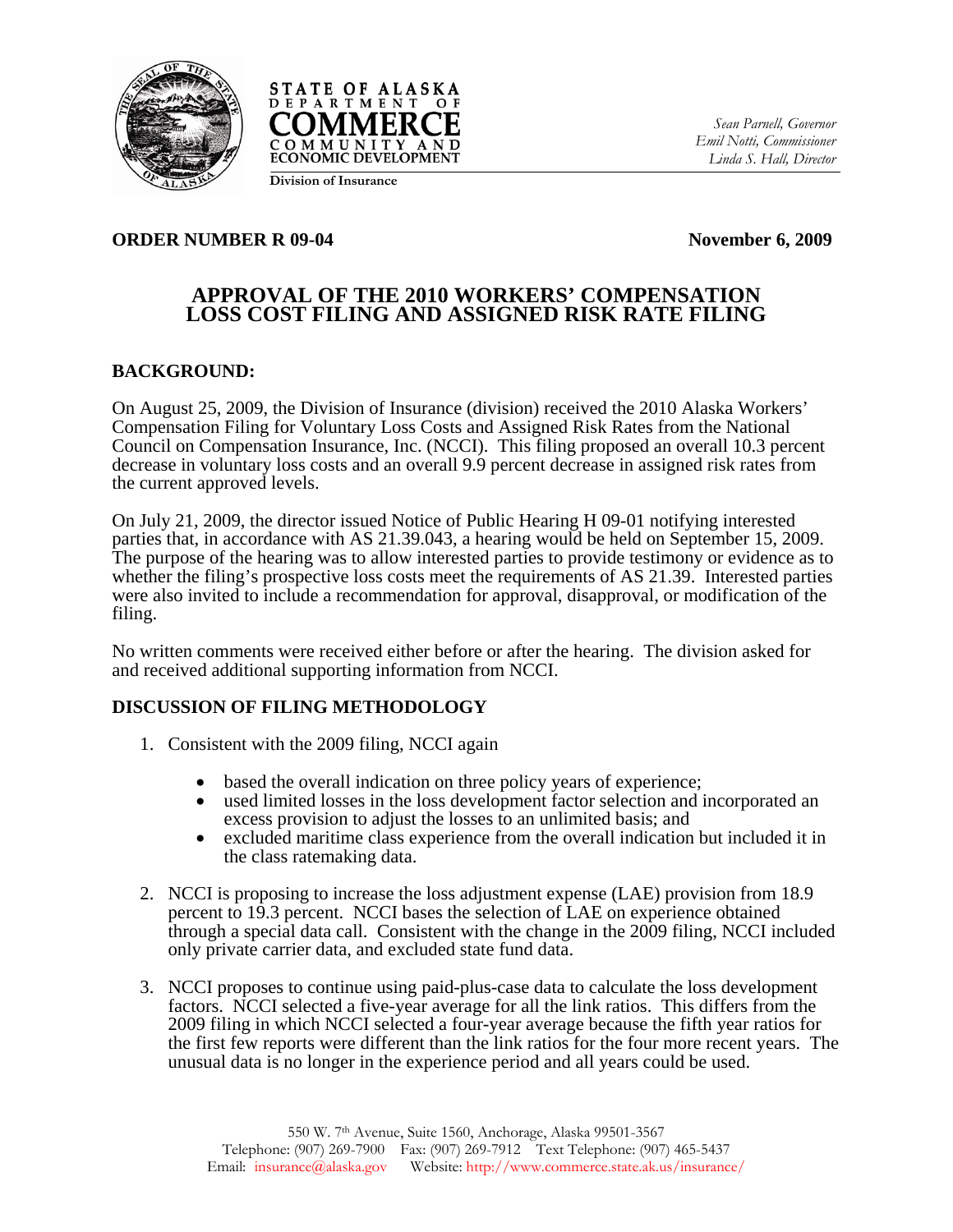STATE OF ALASKA
DEPARTMENT OF
COMMERCE
COMMUNITY AND
ECONOMIC DEVELOPMENT
Division of Insurance

*Sean Parnell, Governor*
*Emil Notti, Commissioner*
*Linda S. Hall, Director*

**ORDER NUMBER R 09-04** **November 6, 2009**

# APPROVAL OF THE 2010 WORKERS' COMPENSATION LOSS COST FILING AND ASSIGNED RISK RATE FILING

## BACKGROUND:

On August 25, 2009, the Division of Insurance (division) received the 2010 Alaska Workers' Compensation Filing for Voluntary Loss Costs and Assigned Risk Rates from the National Council on Compensation Insurance, Inc. (NCCI). This filing proposed an overall 10.3 percent decrease in voluntary loss costs and an overall 9.9 percent decrease in assigned risk rates from the current approved levels.

On July 21, 2009, the director issued Notice of Public Hearing H 09-01 notifying interested parties that, in accordance with AS 21.39.043, a hearing would be held on September 15, 2009. The purpose of the hearing was to allow interested parties to provide testimony or evidence as to whether the filing's prospective loss costs meet the requirements of AS 21.39. Interested parties were also invited to include a recommendation for approval, disapproval, or modification of the filing.

No written comments were received either before or after the hearing. The division asked for and received additional supporting information from NCCI.

## DISCUSSION OF FILING METHODOLOGY

1. Consistent with the 2009 filing, NCCI again
   - based the overall indication on three policy years of experience;
   - used limited losses in the loss development factor selection and incorporated an excess provision to adjust the losses to an unlimited basis; and
   - excluded maritime class experience from the overall indication but included it in the class ratemaking data.

2. NCCI is proposing to increase the loss adjustment expense (LAE) provision from 18.9 percent to 19.3 percent. NCCI bases the selection of LAE on experience obtained through a special data call. Consistent with the change in the 2009 filing, NCCI included only private carrier data, and excluded state fund data.

3. NCCI proposes to continue using paid-plus-case data to calculate the loss development factors. NCCI selected a five-year average for all the link ratios. This differs from the 2009 filing in which NCCI selected a four-year average because the fifth year ratios for the first few reports were different than the link ratios for the four more recent years. The unusual data is no longer in the experience period and all years could be used.

550 W. 7th Avenue, Suite 1560, Anchorage, Alaska 99501-3567
Telephone: (907) 269-7900 Fax: (907) 269-7912 Text Telephone: (907) 465-5437
Email: insurance@alaska.gov Website: http://www.commerce.state.ak.us/insurance/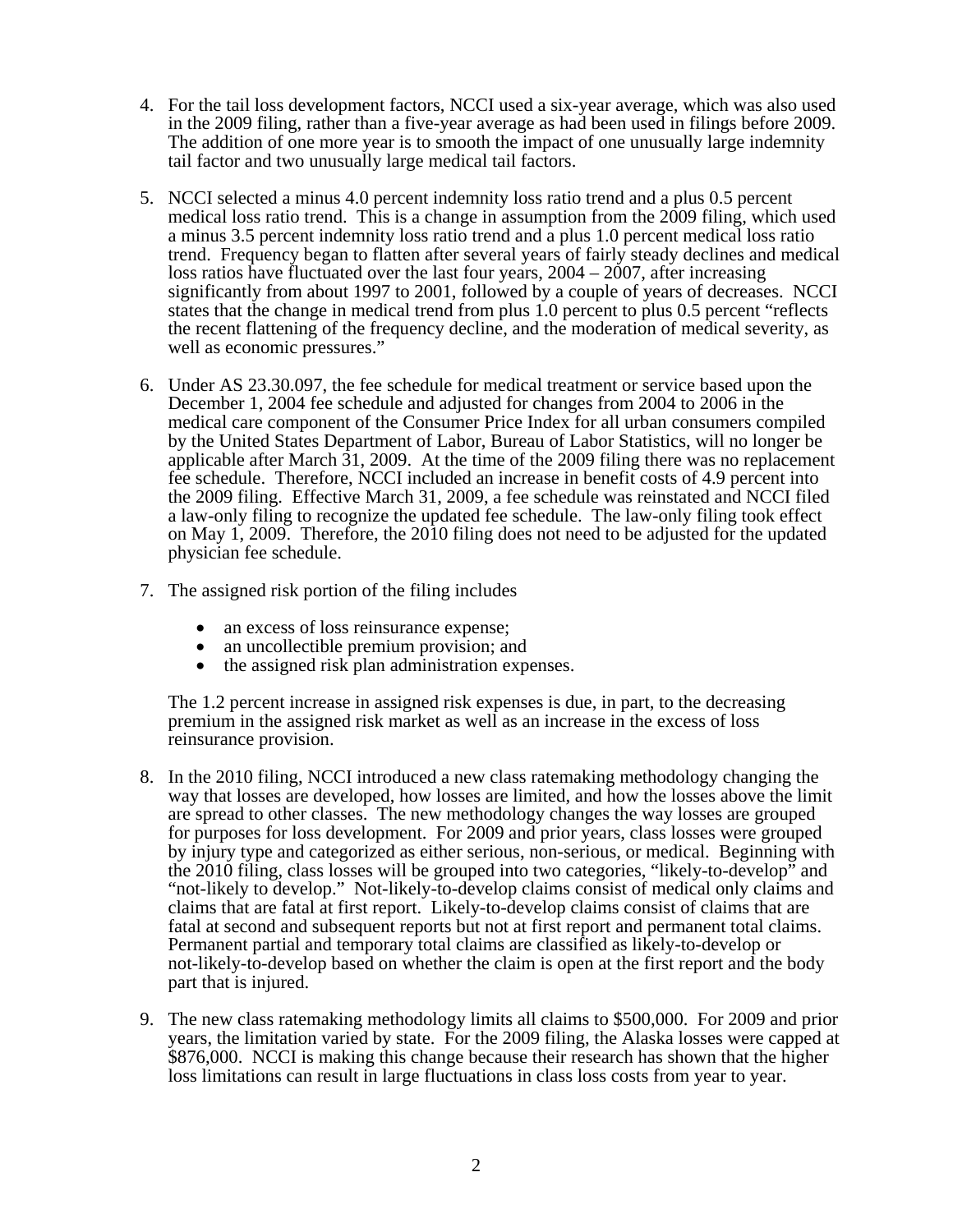4. For the tail loss development factors, NCCI used a six-year average, which was also used in the 2009 filing, rather than a five-year average as had been used in filings before 2009. The addition of one more year is to smooth the impact of one unusually large indemnity tail factor and two unusually large medical tail factors.

5. NCCI selected a minus 4.0 percent indemnity loss ratio trend and a plus 0.5 percent medical loss ratio trend. This is a change in assumption from the 2009 filing, which used a minus 3.5 percent indemnity loss ratio trend and a plus 1.0 percent medical loss ratio trend. Frequency began to flatten after several years of fairly steady declines and medical loss ratios have fluctuated over the last four years, 2004 – 2007, after increasing significantly from about 1997 to 2001, followed by a couple of years of decreases. NCCI states that the change in medical trend from plus 1.0 percent to plus 0.5 percent "reflects the recent flattening of the frequency decline, and the moderation of medical severity, as well as economic pressures."

6. Under AS 23.30.097, the fee schedule for medical treatment or service based upon the December 1, 2004 fee schedule and adjusted for changes from 2004 to 2006 in the medical care component of the Consumer Price Index for all urban consumers compiled by the United States Department of Labor, Bureau of Labor Statistics, will no longer be applicable after March 31, 2009. At the time of the 2009 filing there was no replacement fee schedule. Therefore, NCCI included an increase in benefit costs of 4.9 percent into the 2009 filing. Effective March 31, 2009, a fee schedule was reinstated and NCCI filed a law-only filing to recognize the updated fee schedule. The law-only filing took effect on May 1, 2009. Therefore, the 2010 filing does not need to be adjusted for the updated physician fee schedule.

7. The assigned risk portion of the filing includes

   - an excess of loss reinsurance expense;
   - an uncollectible premium provision; and
   - the assigned risk plan administration expenses.

   The 1.2 percent increase in assigned risk expenses is due, in part, to the decreasing premium in the assigned risk market as well as an increase in the excess of loss reinsurance provision.

8. In the 2010 filing, NCCI introduced a new class ratemaking methodology changing the way that losses are developed, how losses are limited, and how the losses above the limit are spread to other classes. The new methodology changes the way losses are grouped for purposes for loss development. For 2009 and prior years, class losses were grouped by injury type and categorized as either serious, non-serious, or medical. Beginning with the 2010 filing, class losses will be grouped into two categories, "likely-to-develop" and "not-likely to develop." Not-likely-to-develop claims consist of medical only claims and claims that are fatal at first report. Likely-to-develop claims consist of claims that are fatal at second and subsequent reports but not at first report and permanent total claims. Permanent partial and temporary total claims are classified as likely-to-develop or not-likely-to-develop based on whether the claim is open at the first report and the body part that is injured.

9. The new class ratemaking methodology limits all claims to \$500,000. For 2009 and prior years, the limitation varied by state. For the 2009 filing, the Alaska losses were capped at \$876,000. NCCI is making this change because their research has shown that the higher loss limitations can result in large fluctuations in class loss costs from year to year.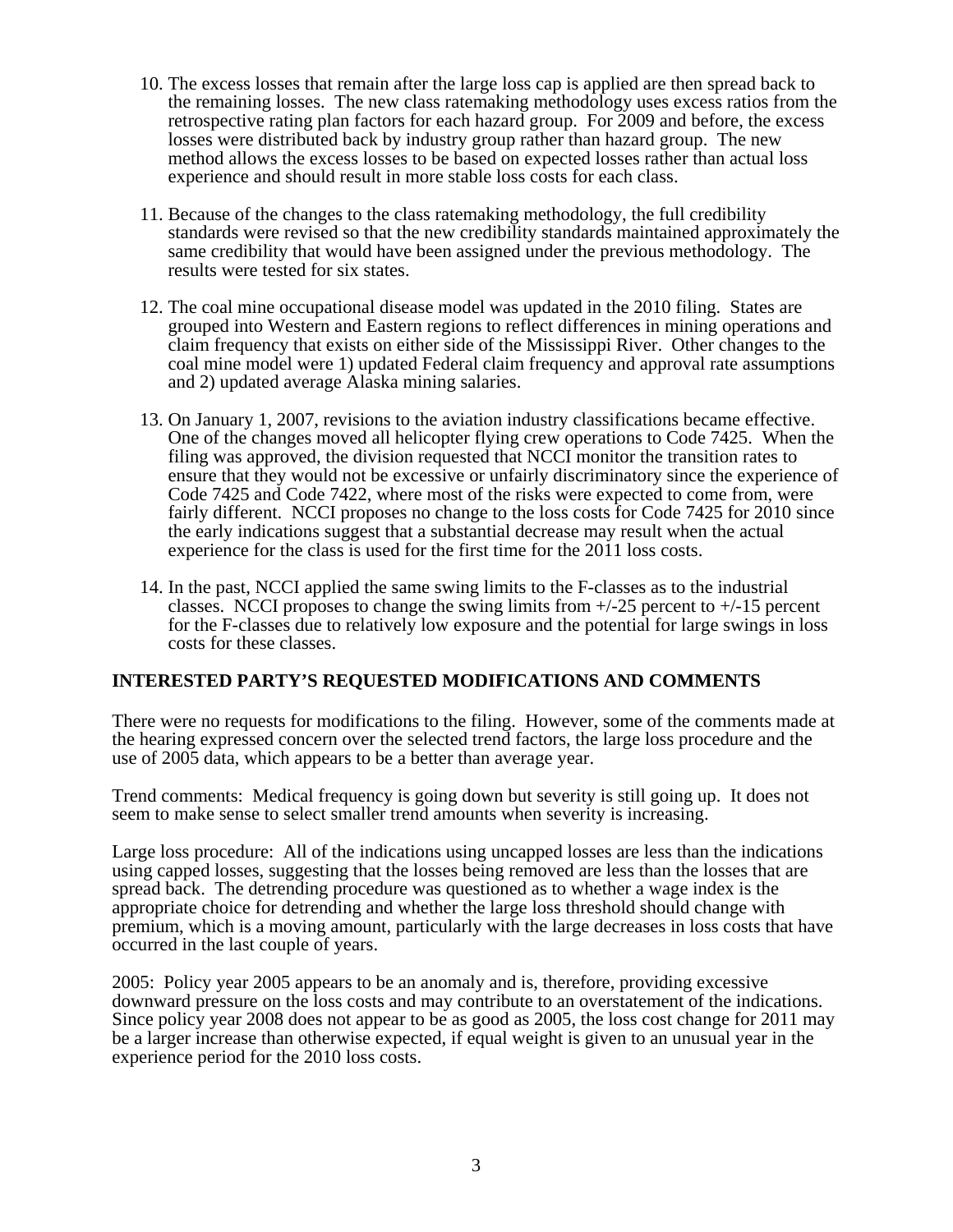10. The excess losses that remain after the large loss cap is applied are then spread back to the remaining losses. The new class ratemaking methodology uses excess ratios from the retrospective rating plan factors for each hazard group. For 2009 and before, the excess losses were distributed back by industry group rather than hazard group. The new method allows the excess losses to be based on expected losses rather than actual loss experience and should result in more stable loss costs for each class.

11. Because of the changes to the class ratemaking methodology, the full credibility standards were revised so that the new credibility standards maintained approximately the same credibility that would have been assigned under the previous methodology. The results were tested for six states.

12. The coal mine occupational disease model was updated in the 2010 filing. States are grouped into Western and Eastern regions to reflect differences in mining operations and claim frequency that exists on either side of the Mississippi River. Other changes to the coal mine model were 1) updated Federal claim frequency and approval rate assumptions and 2) updated average Alaska mining salaries.

13. On January 1, 2007, revisions to the aviation industry classifications became effective. One of the changes moved all helicopter flying crew operations to Code 7425. When the filing was approved, the division requested that NCCI monitor the transition rates to ensure that they would not be excessive or unfairly discriminatory since the experience of Code 7425 and Code 7422, where most of the risks were expected to come from, were fairly different. NCCI proposes no change to the loss costs for Code 7425 for 2010 since the early indications suggest that a substantial decrease may result when the actual experience for the class is used for the first time for the 2011 loss costs.

14. In the past, NCCI applied the same swing limits to the F-classes as to the industrial classes. NCCI proposes to change the swing limits from +/-25 percent to +/-15 percent for the F-classes due to relatively low exposure and the potential for large swings in loss costs for these classes.

## INTERESTED PARTY'S REQUESTED MODIFICATIONS AND COMMENTS

There were no requests for modifications to the filing. However, some of the comments made at the hearing expressed concern over the selected trend factors, the large loss procedure and the use of 2005 data, which appears to be a better than average year.

Trend comments: Medical frequency is going down but severity is still going up. It does not seem to make sense to select smaller trend amounts when severity is increasing.

Large loss procedure: All of the indications using uncapped losses are less than the indications using capped losses, suggesting that the losses being removed are less than the losses that are spread back. The detrending procedure was questioned as to whether a wage index is the appropriate choice for detrending and whether the large loss threshold should change with premium, which is a moving amount, particularly with the large decreases in loss costs that have occurred in the last couple of years.

2005: Policy year 2005 appears to be an anomaly and is, therefore, providing excessive downward pressure on the loss costs and may contribute to an overstatement of the indications. Since policy year 2008 does not appear to be as good as 2005, the loss cost change for 2011 may be a larger increase than otherwise expected, if equal weight is given to an unusual year in the experience period for the 2010 loss costs.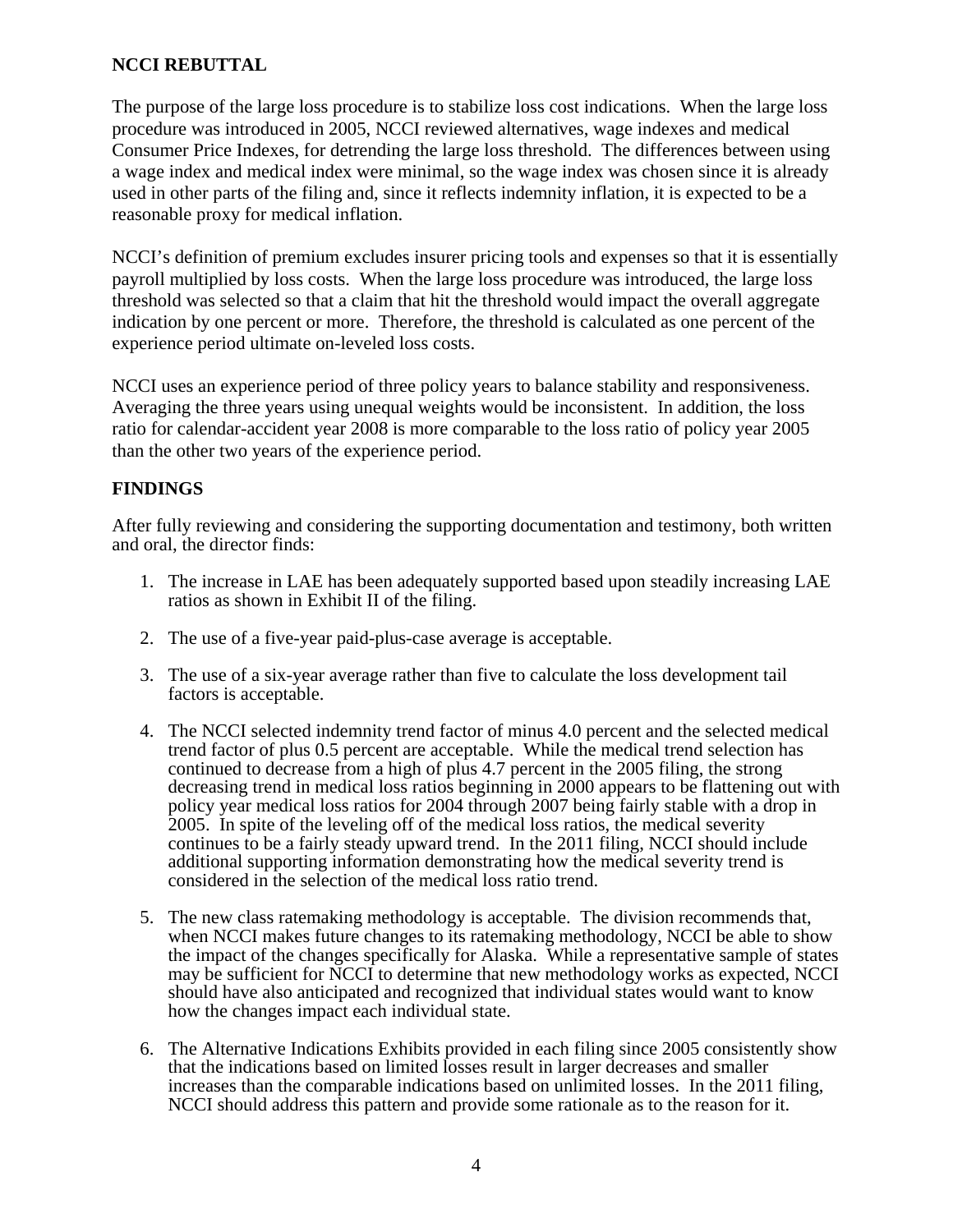## NCCI REBUTTAL

The purpose of the large loss procedure is to stabilize loss cost indications. When the large loss procedure was introduced in 2005, NCCI reviewed alternatives, wage indexes and medical Consumer Price Indexes, for detrending the large loss threshold. The differences between using a wage index and medical index were minimal, so the wage index was chosen since it is already used in other parts of the filing and, since it reflects indemnity inflation, it is expected to be a reasonable proxy for medical inflation.

NCCI's definition of premium excludes insurer pricing tools and expenses so that it is essentially payroll multiplied by loss costs. When the large loss procedure was introduced, the large loss threshold was selected so that a claim that hit the threshold would impact the overall aggregate indication by one percent or more. Therefore, the threshold is calculated as one percent of the experience period ultimate on-leveled loss costs.

NCCI uses an experience period of three policy years to balance stability and responsiveness. Averaging the three years using unequal weights would be inconsistent. In addition, the loss ratio for calendar-accident year 2008 is more comparable to the loss ratio of policy year 2005 than the other two years of the experience period.

## FINDINGS

After fully reviewing and considering the supporting documentation and testimony, both written and oral, the director finds:

1. The increase in LAE has been adequately supported based upon steadily increasing LAE ratios as shown in Exhibit II of the filing.

2. The use of a five-year paid-plus-case average is acceptable.

3. The use of a six-year average rather than five to calculate the loss development tail factors is acceptable.

4. The NCCI selected indemnity trend factor of minus 4.0 percent and the selected medical trend factor of plus 0.5 percent are acceptable. While the medical trend selection has continued to decrease from a high of plus 4.7 percent in the 2005 filing, the strong decreasing trend in medical loss ratios beginning in 2000 appears to be flattening out with policy year medical loss ratios for 2004 through 2007 being fairly stable with a drop in 2005. In spite of the leveling off of the medical loss ratios, the medical severity continues to be a fairly steady upward trend. In the 2011 filing, NCCI should include additional supporting information demonstrating how the medical severity trend is considered in the selection of the medical loss ratio trend.

5. The new class ratemaking methodology is acceptable. The division recommends that, when NCCI makes future changes to its ratemaking methodology, NCCI be able to show the impact of the changes specifically for Alaska. While a representative sample of states may be sufficient for NCCI to determine that new methodology works as expected, NCCI should have also anticipated and recognized that individual states would want to know how the changes impact each individual state.

6. The Alternative Indications Exhibits provided in each filing since 2005 consistently show that the indications based on limited losses result in larger decreases and smaller increases than the comparable indications based on unlimited losses. In the 2011 filing, NCCI should address this pattern and provide some rationale as to the reason for it.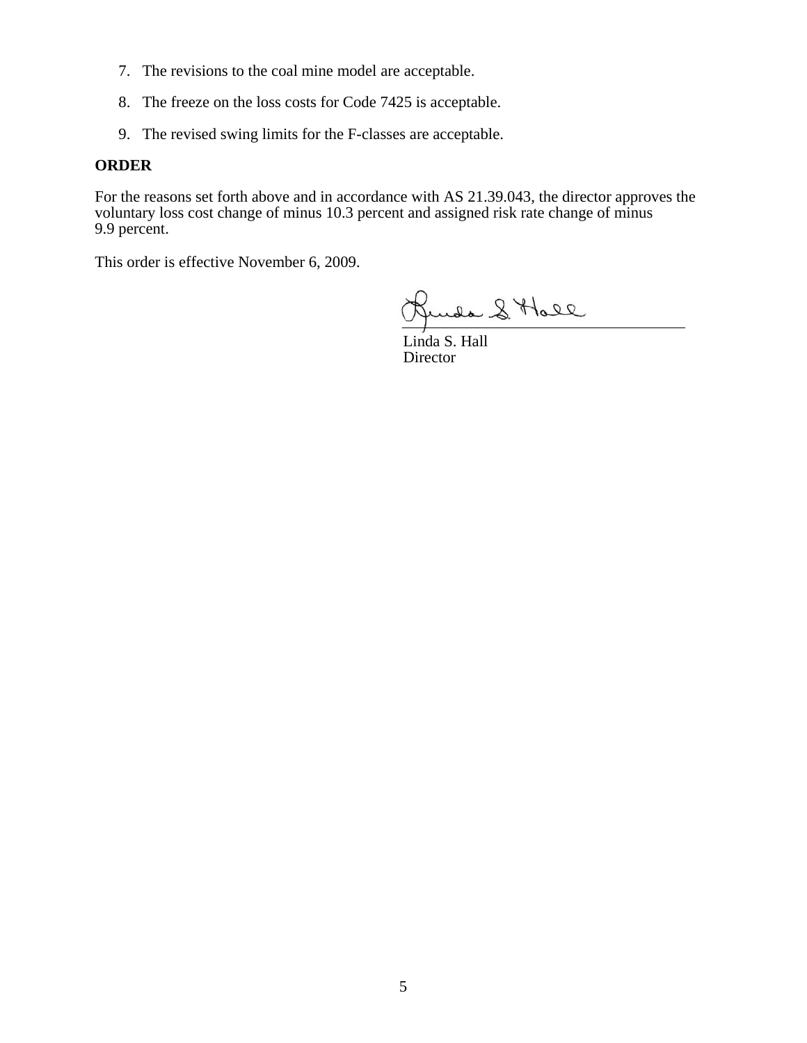7. The revisions to the coal mine model are acceptable.

8. The freeze on the loss costs for Code 7425 is acceptable.

9. The revised swing limits for the F-classes are acceptable.

**ORDER**

For the reasons set forth above and in accordance with AS 21.39.043, the director approves the voluntary loss cost change of minus 10.3 percent and assigned risk rate change of minus 9.9 percent.

This order is effective November 6, 2009.

Linda S. Hall
Director